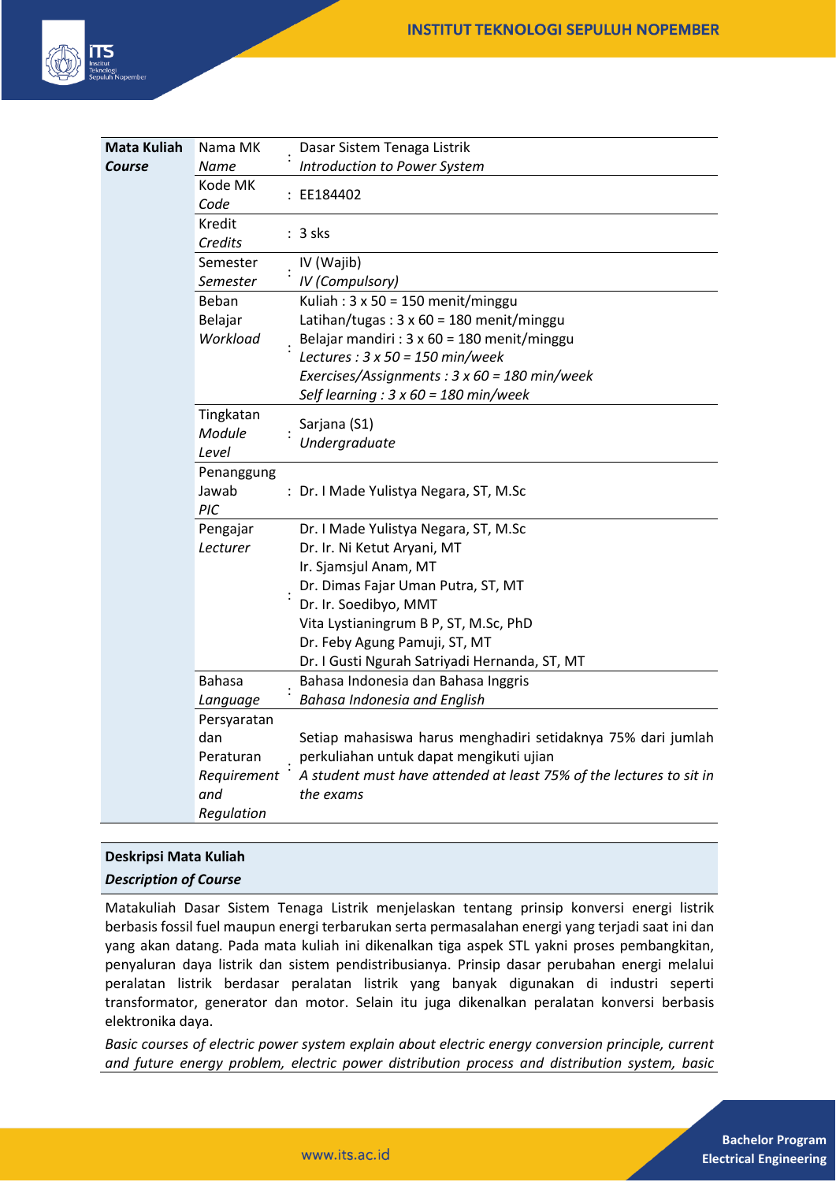| **Mata Kuliah** *Course* | Nama MK *Name* | : | Dasar Sistem Tenaga Listrik *Introduction to Power System* |
|---|---|---|---|
| | Kode MK *Code* | : | EE184402 |
| | Kredit *Credits* | : | 3 sks |
| | Semester *Semester* | : | IV (Wajib) *IV (Compulsory)* |
| | Beban Belajar *Workload* | : | Kuliah : 3 x 50 = 150 menit/minggu<br>Latihan/tugas : 3 x 60 = 180 menit/minggu<br>Belajar mandiri : 3 x 60 = 180 menit/minggu<br>*Lectures : 3 x 50 = 150 min/week*<br>*Exercises/Assignments : 3 x 60 = 180 min/week*<br>*Self learning : 3 x 60 = 180 min/week* |
| | Tingkatan *Module Level* | : | Sarjana (S1) *Undergraduate* |
| | Penanggung Jawab *PIC* | : | Dr. I Made Yulistya Negara, ST, M.Sc |
| | Pengajar *Lecturer* | : | Dr. I Made Yulistya Negara, ST, M.Sc<br>Dr. Ir. Ni Ketut Aryani, MT<br>Ir. Sjamsjul Anam, MT<br>Dr. Dimas Fajar Uman Putra, ST, MT<br>Dr. Ir. Soedibyo, MMT<br>Vita Lystianingrum B P, ST, M.Sc, PhD<br>Dr. Feby Agung Pamuji, ST, MT<br>Dr. I Gusti Ngurah Satriyadi Hernanda, ST, MT |
| | Bahasa *Language* | : | Bahasa Indonesia dan Bahasa Inggris *Bahasa Indonesia and English* |
| | Persyaratan dan Peraturan *Requirement and Regulation* | : | Setiap mahasiswa harus menghadiri setidaknya 75% dari jumlah perkuliahan untuk dapat mengikuti ujian<br>*A student must have attended at least 75% of the lectures to sit in the exams* |

**Deskripsi Mata Kuliah**
***Description of Course***

Matakuliah Dasar Sistem Tenaga Listrik menjelaskan tentang prinsip konversi energi listrik berbasis fossil fuel maupun energi terbarukan serta permasalahan energi yang terjadi saat ini dan yang akan datang. Pada mata kuliah ini dikenalkan tiga aspek STL yakni proses pembangkitan, penyaluran daya listrik dan sistem pendistribusianya. Prinsip dasar perubahan energi melalui peralatan listrik berdasar peralatan listrik yang banyak digunakan di industri seperti transformator, generator dan motor. Selain itu juga dikenalkan peralatan konversi berbasis elektronika daya.

*Basic courses of electric power system explain about electric energy conversion principle, current and future energy problem, electric power distribution process and distribution system, basic*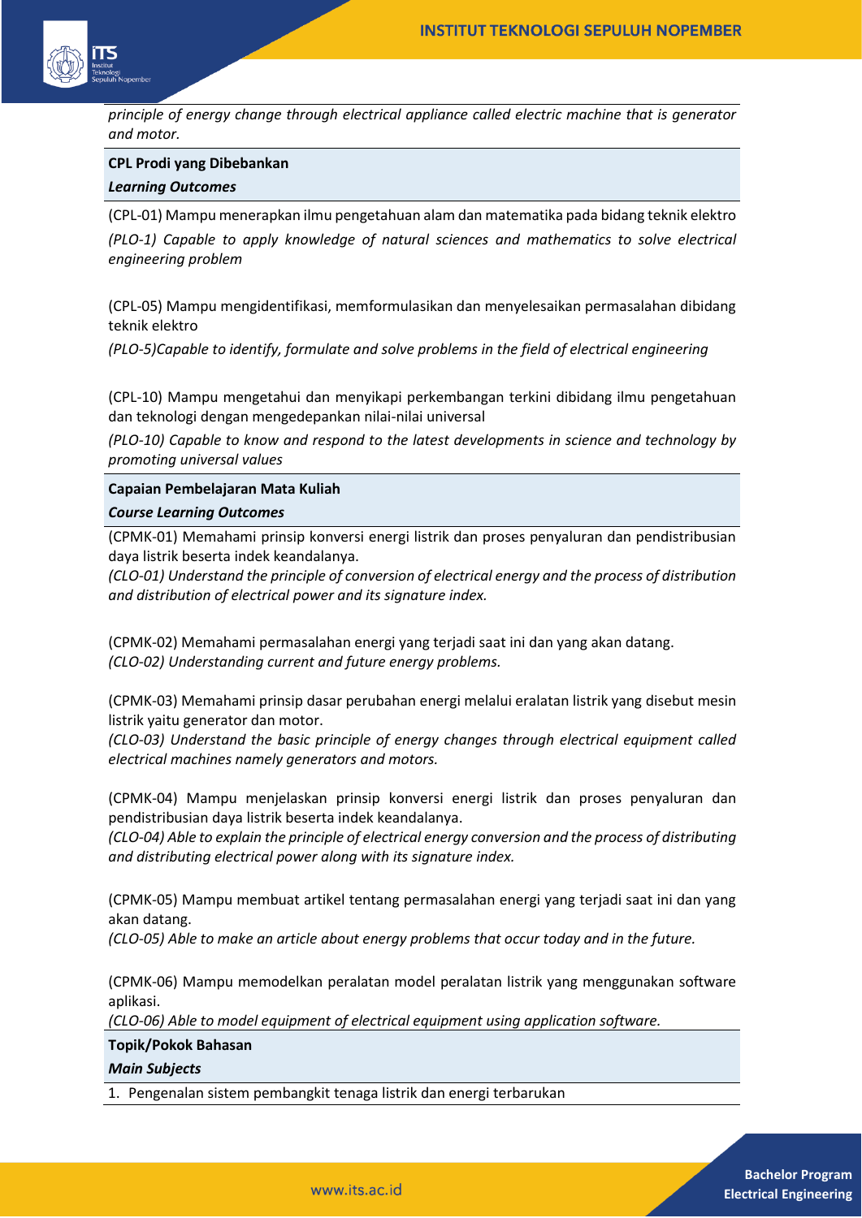*principle of energy change through electrical appliance called electric machine that is generator and motor.*

**CPL Prodi yang Dibebankan**

***Learning Outcomes***

(CPL-01) Mampu menerapkan ilmu pengetahuan alam dan matematika pada bidang teknik elektro

*(PLO-1) Capable to apply knowledge of natural sciences and mathematics to solve electrical engineering problem*

(CPL-05) Mampu mengidentifikasi, memformulasikan dan menyelesaikan permasalahan dibidang teknik elektro

*(PLO-5)Capable to identify, formulate and solve problems in the field of electrical engineering*

(CPL-10) Mampu mengetahui dan menyikapi perkembangan terkini dibidang ilmu pengetahuan dan teknologi dengan mengedepankan nilai-nilai universal

*(PLO-10) Capable to know and respond to the latest developments in science and technology by promoting universal values*

**Capaian Pembelajaran Mata Kuliah**

***Course Learning Outcomes***

(CPMK-01) Memahami prinsip konversi energi listrik dan proses penyaluran dan pendistribusian daya listrik beserta indek keandalanya.
*(CLO-01) Understand the principle of conversion of electrical energy and the process of distribution and distribution of electrical power and its signature index.*

(CPMK-02) Memahami permasalahan energi yang terjadi saat ini dan yang akan datang.
*(CLO-02) Understanding current and future energy problems.*

(CPMK-03) Memahami prinsip dasar perubahan energi melalui eralatan listrik yang disebut mesin listrik yaitu generator dan motor.
*(CLO-03) Understand the basic principle of energy changes through electrical equipment called electrical machines namely generators and motors.*

(CPMK-04) Mampu menjelaskan prinsip konversi energi listrik dan proses penyaluran dan pendistribusian daya listrik beserta indek keandalanya.
*(CLO-04) Able to explain the principle of electrical energy conversion and the process of distributing and distributing electrical power along with its signature index.*

(CPMK-05) Mampu membuat artikel tentang permasalahan energi yang terjadi saat ini dan yang akan datang.
*(CLO-05) Able to make an article about energy problems that occur today and in the future.*

(CPMK-06) Mampu memodelkan peralatan model peralatan listrik yang menggunakan software aplikasi.
*(CLO-06) Able to model equipment of electrical equipment using application software.*

**Topik/Pokok Bahasan**

***Main Subjects***

1. Pengenalan sistem pembangkit tenaga listrik dan energi terbarukan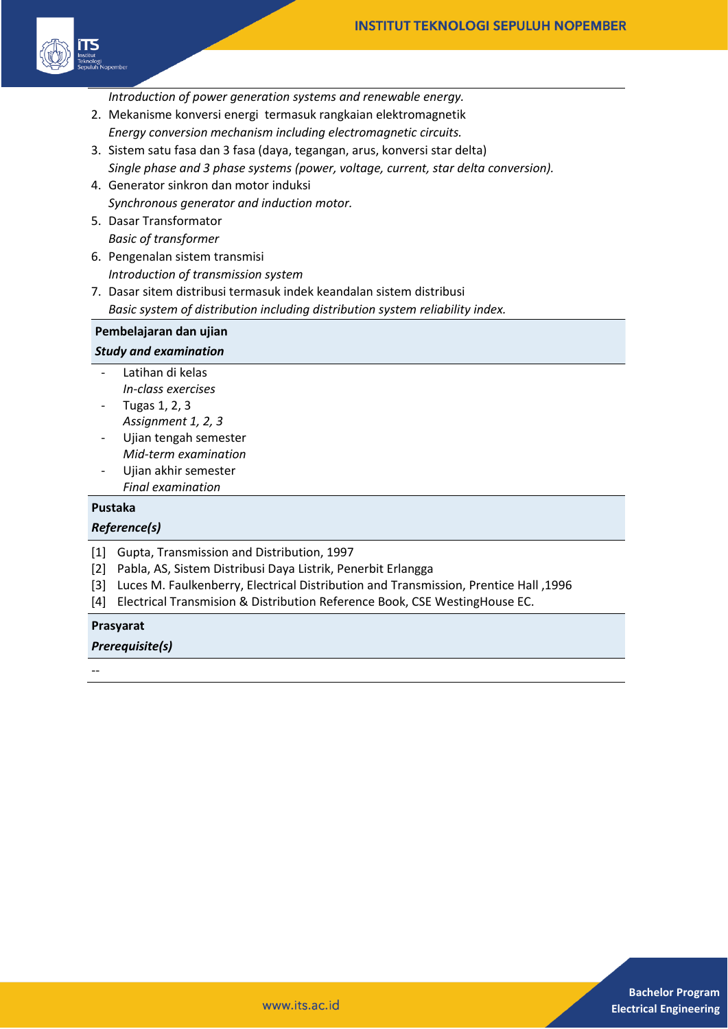*Introduction of power generation systems and renewable energy.*

2. Mekanisme konversi energi termasuk rangkaian elektromagnetik
   *Energy conversion mechanism including electromagnetic circuits.*
3. Sistem satu fasa dan 3 fasa (daya, tegangan, arus, konversi star delta)
   *Single phase and 3 phase systems (power, voltage, current, star delta conversion).*
4. Generator sinkron dan motor induksi
   *Synchronous generator and induction motor.*
5. Dasar Transformator
   *Basic of transformer*
6. Pengenalan sistem transmisi
   *Introduction of transmission system*
7. Dasar sitem distribusi termasuk indek keandalan sistem distribusi
   *Basic system of distribution including distribution system reliability index.*

**Pembelajaran dan ujian**

***Study and examination***

- Latihan di kelas
  *In-class exercises*
- Tugas 1, 2, 3
  *Assignment 1, 2, 3*
- Ujian tengah semester
  *Mid-term examination*
- Ujian akhir semester
  *Final examination*

**Pustaka**

***Reference(s)***

[1] Gupta, Transmission and Distribution, 1997
[2] Pabla, AS, Sistem Distribusi Daya Listrik, Penerbit Erlangga
[3] Luces M. Faulkenberry, Electrical Distribution and Transmission, Prentice Hall ,1996
[4] Electrical Transmision & Distribution Reference Book, CSE WestingHouse EC.

**Prasyarat**

***Prerequisite(s)***

--